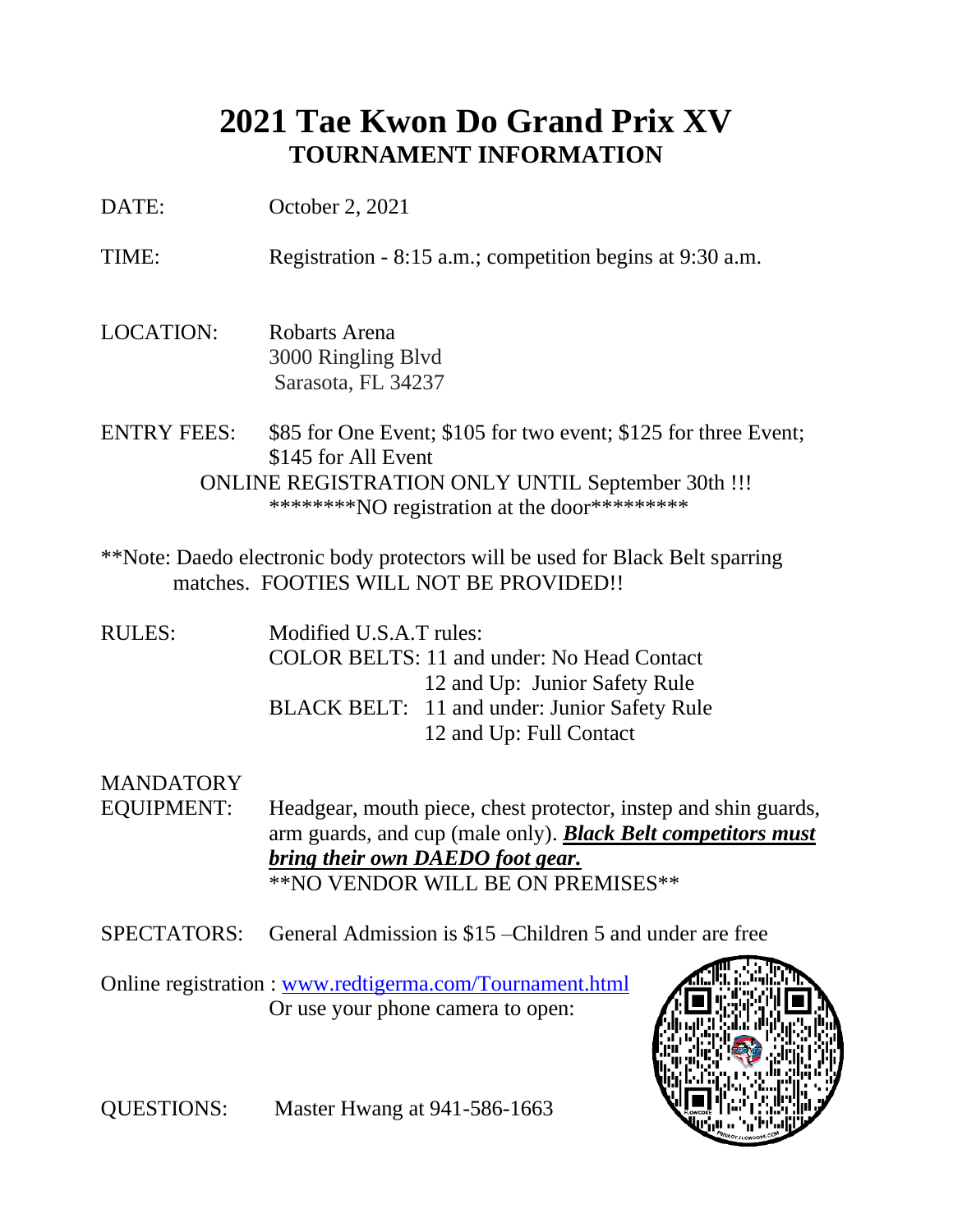# 2021 Tae Kwon Do Grand Prix XV

## TOURNAMENT INFORMATION

DATE: October 2, 2021

TIME: Registration - 8:15 a.m.; competition begins at 9:30 a.m.

LOCATION: Robarts Arena
3000 Ringling Blvd
Sarasota, FL 34237

ENTRY FEES: $85 for One Event; $105 for two event; $125 for three Event; $145 for All Event

ONLINE REGISTRATION ONLY UNTIL September 30th !!!
********NO registration at the door*********

**Note: Daedo electronic body protectors will be used for Black Belt sparring matches. FOOTIES WILL NOT BE PROVIDED!!

RULES: Modified U.S.A.T rules:
COLOR BELTS: 11 and under: No Head Contact
12 and Up: Junior Safety Rule
BLACK BELT: 11 and under: Junior Safety Rule
12 and Up: Full Contact

MANDATORY EQUIPMENT: Headgear, mouth piece, chest protector, instep and shin guards, arm guards, and cup (male only). <u>***Black Belt competitors must bring their own DAEDO foot gear.***</u>
**NO VENDOR WILL BE ON PREMISES**

SPECTATORS: General Admission is $15 –Children 5 and under are free

Online registration : [www.redtigerma.com/Tournament.html](http://www.redtigerma.com/Tournament.html)
Or use your phone camera to open:

QUESTIONS: Master Hwang at 941-586-1663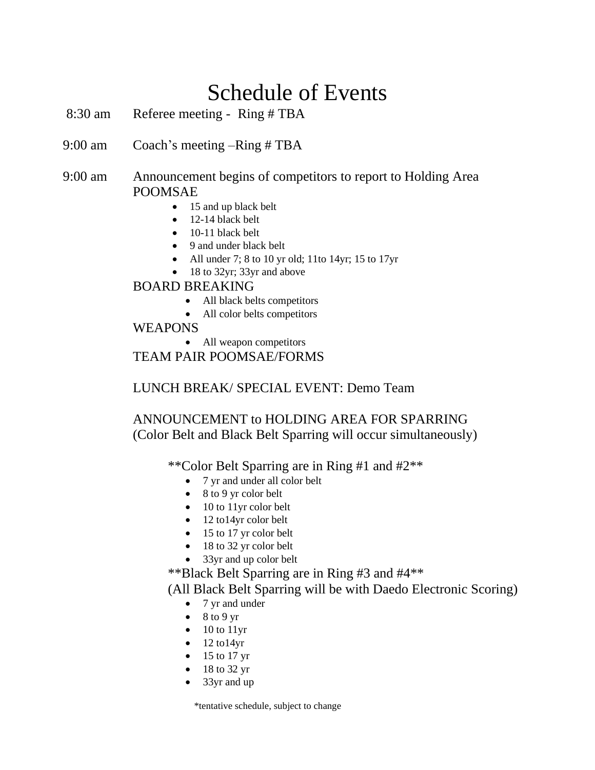# Schedule of Events

8:30 am Referee meeting - Ring # TBA

9:00 am Coach's meeting –Ring # TBA

9:00 am Announcement begins of competitors to report to Holding Area

POOMSAE

- 15 and up black belt
- 12-14 black belt
- 10-11 black belt
- 9 and under black belt
- All under 7; 8 to 10 yr old; 11to 14yr; 15 to 17yr
- 18 to 32yr; 33yr and above

BOARD BREAKING

- All black belts competitors
- All color belts competitors

WEAPONS

- All weapon competitors

TEAM PAIR POOMSAE/FORMS

LUNCH BREAK/ SPECIAL EVENT: Demo Team

ANNOUNCEMENT to HOLDING AREA FOR SPARRING
(Color Belt and Black Belt Sparring will occur simultaneously)

**Color Belt Sparring are in Ring #1 and #2**

- 7 yr and under all color belt
- 8 to 9 yr color belt
- 10 to 11yr color belt
- 12 to14yr color belt
- 15 to 17 yr color belt
- 18 to 32 yr color belt
- 33yr and up color belt

**Black Belt Sparring are in Ring #3 and #4**
(All Black Belt Sparring will be with Daedo Electronic Scoring)

- 7 yr and under
- 8 to 9 yr
- 10 to 11yr
- 12 to14yr
- 15 to 17 yr
- 18 to 32 yr
- 33yr and up

*tentative schedule, subject to change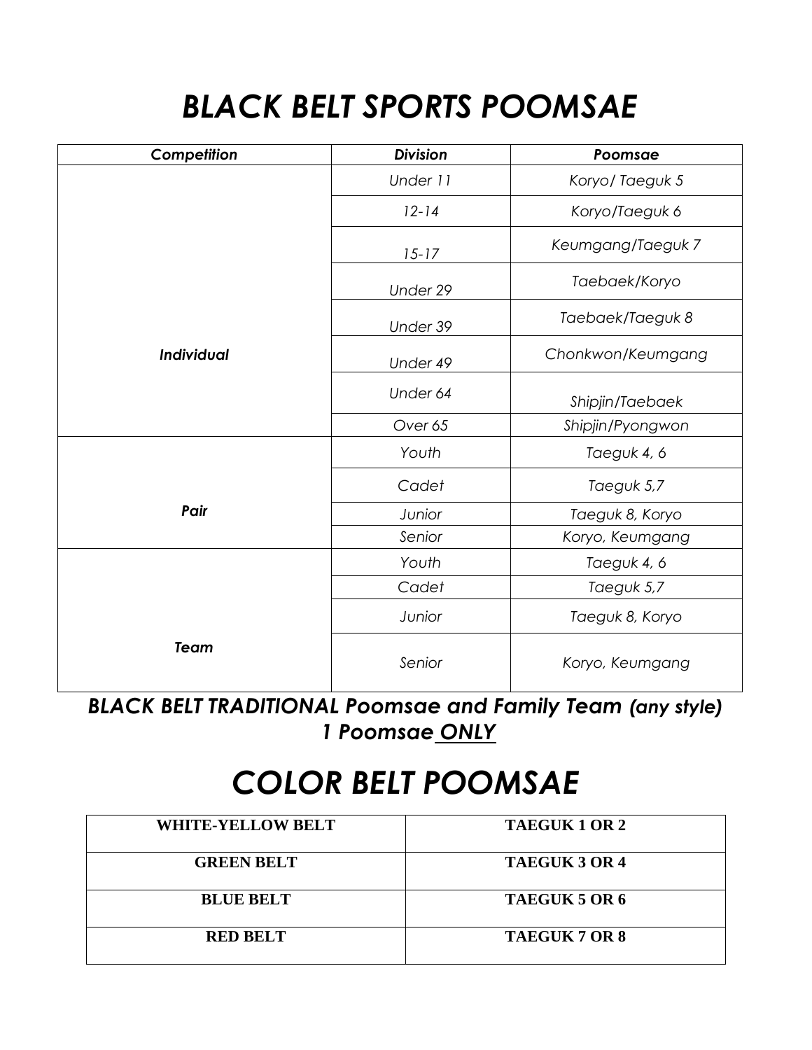# *BLACK BELT SPORTS POOMSAE*

| ***Competition*** | ***Division*** | ***Poomsae*** |
|---|---|---|
| ***Individual*** | *Under 11* | *Koryo/ Taeguk 5* |
| | *12-14* | *Koryo/Taeguk 6* |
| | *15-17* | *Keumgang/Taeguk 7* |
| | *Under 29* | *Taebaek/Koryo* |
| | *Under 39* | *Taebaek/Taeguk 8* |
| | *Under 49* | *Chonkwon/Keumgang* |
| | *Under 64* | *Shipjin/Taebaek* |
| | *Over 65* | *Shipjin/Pyongwon* |
| ***Pair*** | *Youth* | *Taeguk 4, 6* |
| | *Cadet* | *Taeguk 5,7* |
| | *Junior* | *Taeguk 8, Koryo* |
| | *Senior* | *Koryo, Keumgang* |
| ***Team*** | *Youth* | *Taeguk 4, 6* |
| | *Cadet* | *Taeguk 5,7* |
| | *Junior* | *Taeguk 8, Koryo* |
| | *Senior* | *Koryo, Keumgang* |

***BLACK BELT TRADITIONAL Poomsae and Family Team (any style)***
***1 Poomsae ONLY***

# *COLOR BELT POOMSAE*

| | |
|---|---|
| **WHITE-YELLOW BELT** | **TAEGUK 1 OR 2** |
| **GREEN BELT** | **TAEGUK 3 OR 4** |
| **BLUE BELT** | **TAEGUK 5 OR 6** |
| **RED BELT** | **TAEGUK 7 OR 8** |